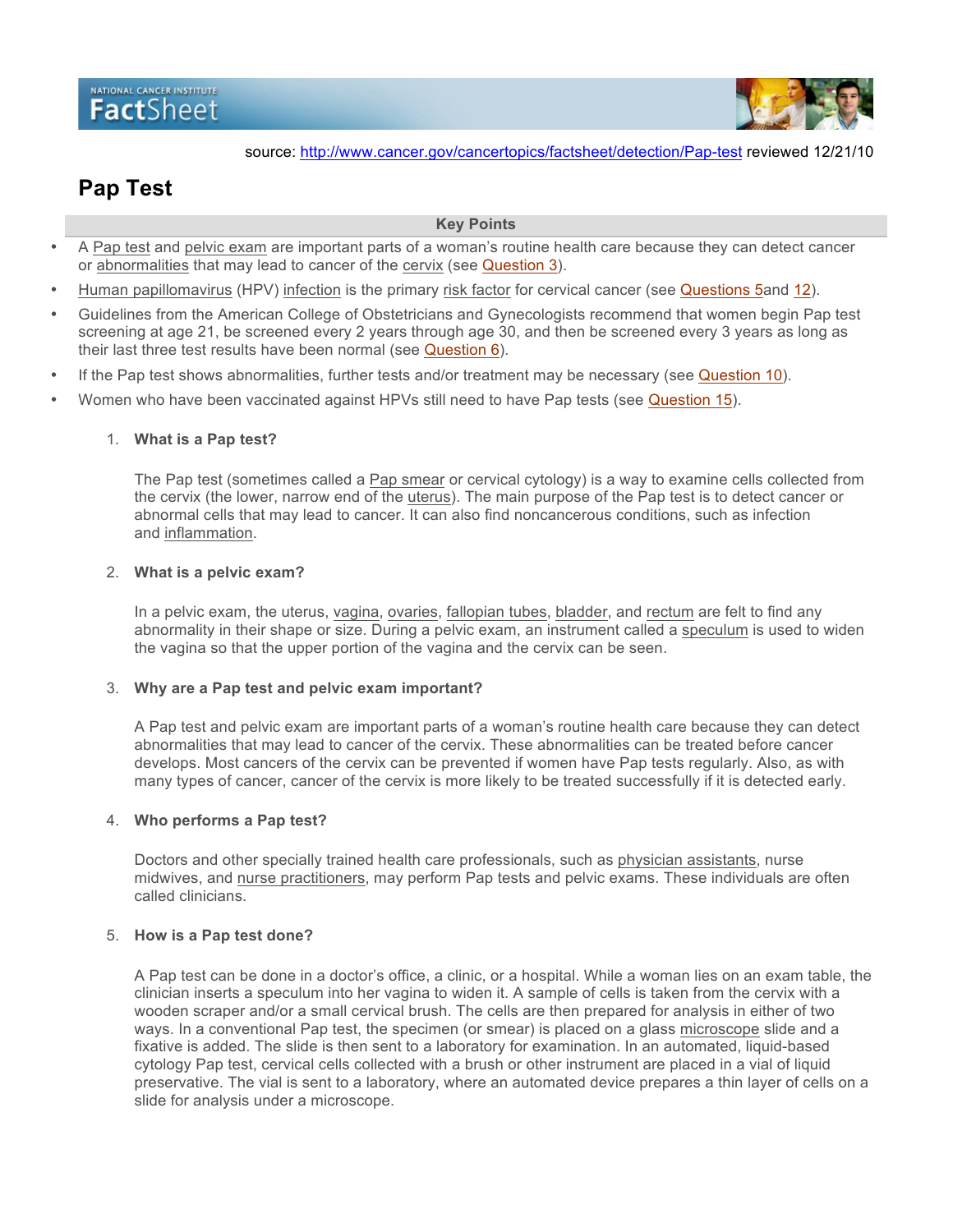NATIONAL CANCER INSTITUTE FactSheet

source: http://www.cancer.gov/cancertopics/factsheet/detection/Pap-test reviewed 12/21/10

# Pap Test

## Key Points

- A Pap test and pelvic exam are important parts of a woman's routine health care because they can detect cancer or abnormalities that may lead to cancer of the cervix (see Question 3).
- Human papillomavirus (HPV) infection is the primary risk factor for cervical cancer (see Questions 5and 12).
- Guidelines from the American College of Obstetricians and Gynecologists recommend that women begin Pap test screening at age 21, be screened every 2 years through age 30, and then be screened every 3 years as long as their last three test results have been normal (see Question 6).
- If the Pap test shows abnormalities, further tests and/or treatment may be necessary (see Question 10).
- Women who have been vaccinated against HPVs still need to have Pap tests (see Question 15).

1. **What is a Pap test?**

   The Pap test (sometimes called a Pap smear or cervical cytology) is a way to examine cells collected from the cervix (the lower, narrow end of the uterus). The main purpose of the Pap test is to detect cancer or abnormal cells that may lead to cancer. It can also find noncancerous conditions, such as infection and inflammation.

2. **What is a pelvic exam?**

   In a pelvic exam, the uterus, vagina, ovaries, fallopian tubes, bladder, and rectum are felt to find any abnormality in their shape or size. During a pelvic exam, an instrument called a speculum is used to widen the vagina so that the upper portion of the vagina and the cervix can be seen.

3. **Why are a Pap test and pelvic exam important?**

   A Pap test and pelvic exam are important parts of a woman's routine health care because they can detect abnormalities that may lead to cancer of the cervix. These abnormalities can be treated before cancer develops. Most cancers of the cervix can be prevented if women have Pap tests regularly. Also, as with many types of cancer, cancer of the cervix is more likely to be treated successfully if it is detected early.

4. **Who performs a Pap test?**

   Doctors and other specially trained health care professionals, such as physician assistants, nurse midwives, and nurse practitioners, may perform Pap tests and pelvic exams. These individuals are often called clinicians.

5. **How is a Pap test done?**

   A Pap test can be done in a doctor's office, a clinic, or a hospital. While a woman lies on an exam table, the clinician inserts a speculum into her vagina to widen it. A sample of cells is taken from the cervix with a wooden scraper and/or a small cervical brush. The cells are then prepared for analysis in either of two ways. In a conventional Pap test, the specimen (or smear) is placed on a glass microscope slide and a fixative is added. The slide is then sent to a laboratory for examination. In an automated, liquid-based cytology Pap test, cervical cells collected with a brush or other instrument are placed in a vial of liquid preservative. The vial is sent to a laboratory, where an automated device prepares a thin layer of cells on a slide for analysis under a microscope.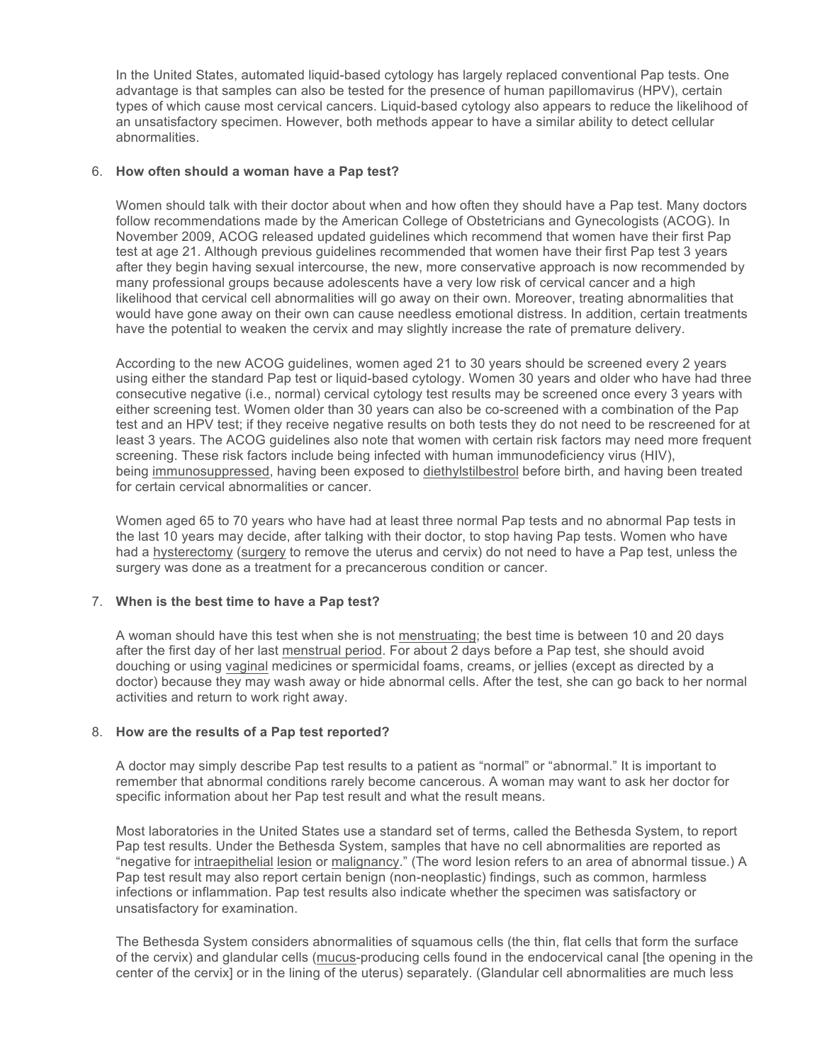In the United States, automated liquid-based cytology has largely replaced conventional Pap tests. One advantage is that samples can also be tested for the presence of human papillomavirus (HPV), certain types of which cause most cervical cancers. Liquid-based cytology also appears to reduce the likelihood of an unsatisfactory specimen. However, both methods appear to have a similar ability to detect cellular abnormalities.

6. **How often should a woman have a Pap test?**

   Women should talk with their doctor about when and how often they should have a Pap test. Many doctors follow recommendations made by the American College of Obstetricians and Gynecologists (ACOG). In November 2009, ACOG released updated guidelines which recommend that women have their first Pap test at age 21. Although previous guidelines recommended that women have their first Pap test 3 years after they begin having sexual intercourse, the new, more conservative approach is now recommended by many professional groups because adolescents have a very low risk of cervical cancer and a high likelihood that cervical cell abnormalities will go away on their own. Moreover, treating abnormalities that would have gone away on their own can cause needless emotional distress. In addition, certain treatments have the potential to weaken the cervix and may slightly increase the rate of premature delivery.

   According to the new ACOG guidelines, women aged 21 to 30 years should be screened every 2 years using either the standard Pap test or liquid-based cytology. Women 30 years and older who have had three consecutive negative (i.e., normal) cervical cytology test results may be screened once every 3 years with either screening test. Women older than 30 years can also be co-screened with a combination of the Pap test and an HPV test; if they receive negative results on both tests they do not need to be rescreened for at least 3 years. The ACOG guidelines also note that women with certain risk factors may need more frequent screening. These risk factors include being infected with human immunodeficiency virus (HIV), being immunosuppressed, having been exposed to diethylstilbestrol before birth, and having been treated for certain cervical abnormalities or cancer.

   Women aged 65 to 70 years who have had at least three normal Pap tests and no abnormal Pap tests in the last 10 years may decide, after talking with their doctor, to stop having Pap tests. Women who have had a hysterectomy (surgery to remove the uterus and cervix) do not need to have a Pap test, unless the surgery was done as a treatment for a precancerous condition or cancer.

7. **When is the best time to have a Pap test?**

   A woman should have this test when she is not menstruating; the best time is between 10 and 20 days after the first day of her last menstrual period. For about 2 days before a Pap test, she should avoid douching or using vaginal medicines or spermicidal foams, creams, or jellies (except as directed by a doctor) because they may wash away or hide abnormal cells. After the test, she can go back to her normal activities and return to work right away.

8. **How are the results of a Pap test reported?**

   A doctor may simply describe Pap test results to a patient as "normal" or "abnormal." It is important to remember that abnormal conditions rarely become cancerous. A woman may want to ask her doctor for specific information about her Pap test result and what the result means.

   Most laboratories in the United States use a standard set of terms, called the Bethesda System, to report Pap test results. Under the Bethesda System, samples that have no cell abnormalities are reported as "negative for intraepithelial lesion or malignancy." (The word lesion refers to an area of abnormal tissue.) A Pap test result may also report certain benign (non-neoplastic) findings, such as common, harmless infections or inflammation. Pap test results also indicate whether the specimen was satisfactory or unsatisfactory for examination.

   The Bethesda System considers abnormalities of squamous cells (the thin, flat cells that form the surface of the cervix) and glandular cells (mucus-producing cells found in the endocervical canal [the opening in the center of the cervix] or in the lining of the uterus) separately. (Glandular cell abnormalities are much less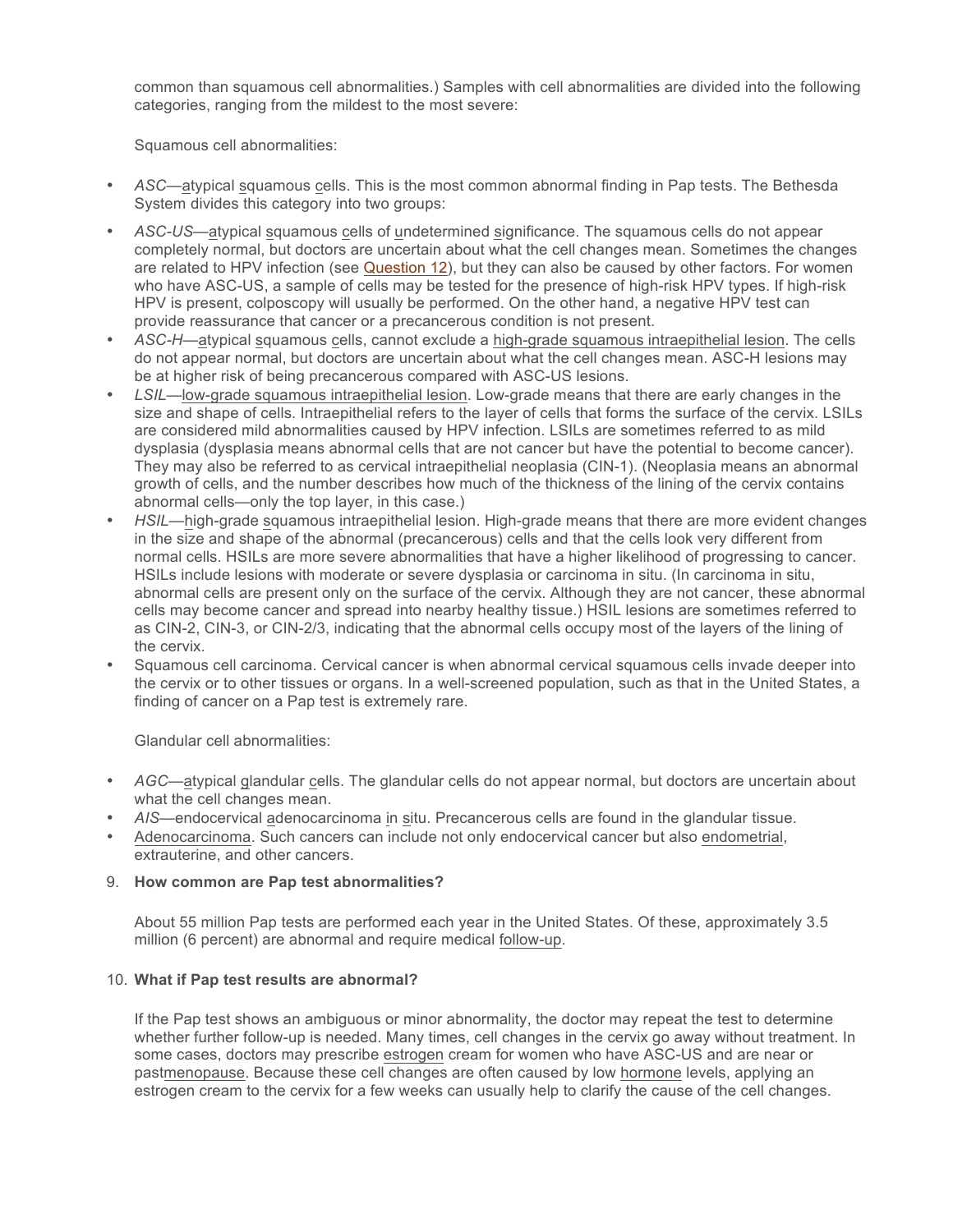common than squamous cell abnormalities.) Samples with cell abnormalities are divided into the following categories, ranging from the mildest to the most severe:

Squamous cell abnormalities:

- *ASC*—atypical squamous cells. This is the most common abnormal finding in Pap tests. The Bethesda System divides this category into two groups:
- *ASC-US*—atypical squamous cells of undetermined significance. The squamous cells do not appear completely normal, but doctors are uncertain about what the cell changes mean. Sometimes the changes are related to HPV infection (see Question 12), but they can also be caused by other factors. For women who have ASC-US, a sample of cells may be tested for the presence of high-risk HPV types. If high-risk HPV is present, colposcopy will usually be performed. On the other hand, a negative HPV test can provide reassurance that cancer or a precancerous condition is not present.
- *ASC-H*—atypical squamous cells, cannot exclude a high-grade squamous intraepithelial lesion. The cells do not appear normal, but doctors are uncertain about what the cell changes mean. ASC-H lesions may be at higher risk of being precancerous compared with ASC-US lesions.
- *LSIL*—low-grade squamous intraepithelial lesion. Low-grade means that there are early changes in the size and shape of cells. Intraepithelial refers to the layer of cells that forms the surface of the cervix. LSILs are considered mild abnormalities caused by HPV infection. LSILs are sometimes referred to as mild dysplasia (dysplasia means abnormal cells that are not cancer but have the potential to become cancer). They may also be referred to as cervical intraepithelial neoplasia (CIN-1). (Neoplasia means an abnormal growth of cells, and the number describes how much of the thickness of the lining of the cervix contains abnormal cells—only the top layer, in this case.)
- *HSIL*—high-grade squamous intraepithelial lesion. High-grade means that there are more evident changes in the size and shape of the abnormal (precancerous) cells and that the cells look very different from normal cells. HSILs are more severe abnormalities that have a higher likelihood of progressing to cancer. HSILs include lesions with moderate or severe dysplasia or carcinoma in situ. (In carcinoma in situ, abnormal cells are present only on the surface of the cervix. Although they are not cancer, these abnormal cells may become cancer and spread into nearby healthy tissue.) HSIL lesions are sometimes referred to as CIN-2, CIN-3, or CIN-2/3, indicating that the abnormal cells occupy most of the layers of the lining of the cervix.
- Squamous cell carcinoma. Cervical cancer is when abnormal cervical squamous cells invade deeper into the cervix or to other tissues or organs. In a well-screened population, such as that in the United States, a finding of cancer on a Pap test is extremely rare.

Glandular cell abnormalities:

- *AGC*—atypical glandular cells. The glandular cells do not appear normal, but doctors are uncertain about what the cell changes mean.
- *AIS*—endocervical adenocarcinoma in situ. Precancerous cells are found in the glandular tissue.
- Adenocarcinoma. Such cancers can include not only endocervical cancer but also endometrial, extrauterine, and other cancers.

9. **How common are Pap test abnormalities?**

   About 55 million Pap tests are performed each year in the United States. Of these, approximately 3.5 million (6 percent) are abnormal and require medical follow-up.

10. **What if Pap test results are abnormal?**

    If the Pap test shows an ambiguous or minor abnormality, the doctor may repeat the test to determine whether further follow-up is needed. Many times, cell changes in the cervix go away without treatment. In some cases, doctors may prescribe estrogen cream for women who have ASC-US and are near or pastmenopause. Because these cell changes are often caused by low hormone levels, applying an estrogen cream to the cervix for a few weeks can usually help to clarify the cause of the cell changes.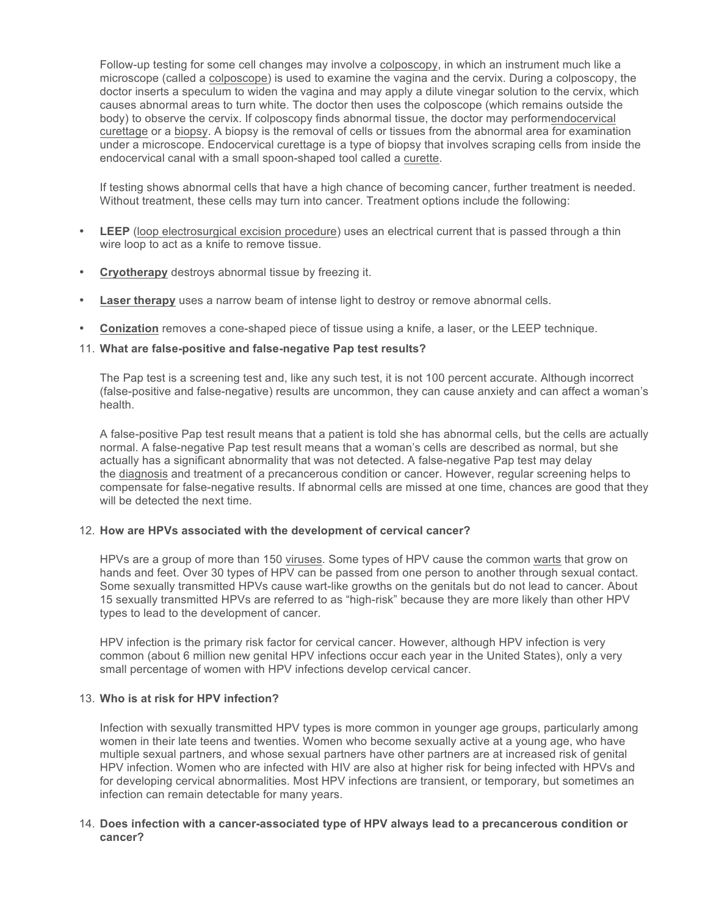Follow-up testing for some cell changes may involve a colposcopy, in which an instrument much like a microscope (called a colposcope) is used to examine the vagina and the cervix. During a colposcopy, the doctor inserts a speculum to widen the vagina and may apply a dilute vinegar solution to the cervix, which causes abnormal areas to turn white. The doctor then uses the colposcope (which remains outside the body) to observe the cervix. If colposcopy finds abnormal tissue, the doctor may performendocervical curettage or a biopsy. A biopsy is the removal of cells or tissues from the abnormal area for examination under a microscope. Endocervical curettage is a type of biopsy that involves scraping cells from inside the endocervical canal with a small spoon-shaped tool called a curette.

If testing shows abnormal cells that have a high chance of becoming cancer, further treatment is needed. Without treatment, these cells may turn into cancer. Treatment options include the following:

- **LEEP** (loop electrosurgical excision procedure) uses an electrical current that is passed through a thin wire loop to act as a knife to remove tissue.
- **Cryotherapy** destroys abnormal tissue by freezing it.
- **Laser therapy** uses a narrow beam of intense light to destroy or remove abnormal cells.
- **Conization** removes a cone-shaped piece of tissue using a knife, a laser, or the LEEP technique.

11. **What are false-positive and false-negative Pap test results?**

    The Pap test is a screening test and, like any such test, it is not 100 percent accurate. Although incorrect (false-positive and false-negative) results are uncommon, they can cause anxiety and can affect a woman's health.

    A false-positive Pap test result means that a patient is told she has abnormal cells, but the cells are actually normal. A false-negative Pap test result means that a woman's cells are described as normal, but she actually has a significant abnormality that was not detected. A false-negative Pap test may delay the diagnosis and treatment of a precancerous condition or cancer. However, regular screening helps to compensate for false-negative results. If abnormal cells are missed at one time, chances are good that they will be detected the next time.

12. **How are HPVs associated with the development of cervical cancer?**

    HPVs are a group of more than 150 viruses. Some types of HPV cause the common warts that grow on hands and feet. Over 30 types of HPV can be passed from one person to another through sexual contact. Some sexually transmitted HPVs cause wart-like growths on the genitals but do not lead to cancer. About 15 sexually transmitted HPVs are referred to as "high-risk" because they are more likely than other HPV types to lead to the development of cancer.

    HPV infection is the primary risk factor for cervical cancer. However, although HPV infection is very common (about 6 million new genital HPV infections occur each year in the United States), only a very small percentage of women with HPV infections develop cervical cancer.

13. **Who is at risk for HPV infection?**

    Infection with sexually transmitted HPV types is more common in younger age groups, particularly among women in their late teens and twenties. Women who become sexually active at a young age, who have multiple sexual partners, and whose sexual partners have other partners are at increased risk of genital HPV infection. Women who are infected with HIV are also at higher risk for being infected with HPVs and for developing cervical abnormalities. Most HPV infections are transient, or temporary, but sometimes an infection can remain detectable for many years.

14. **Does infection with a cancer-associated type of HPV always lead to a precancerous condition or cancer?**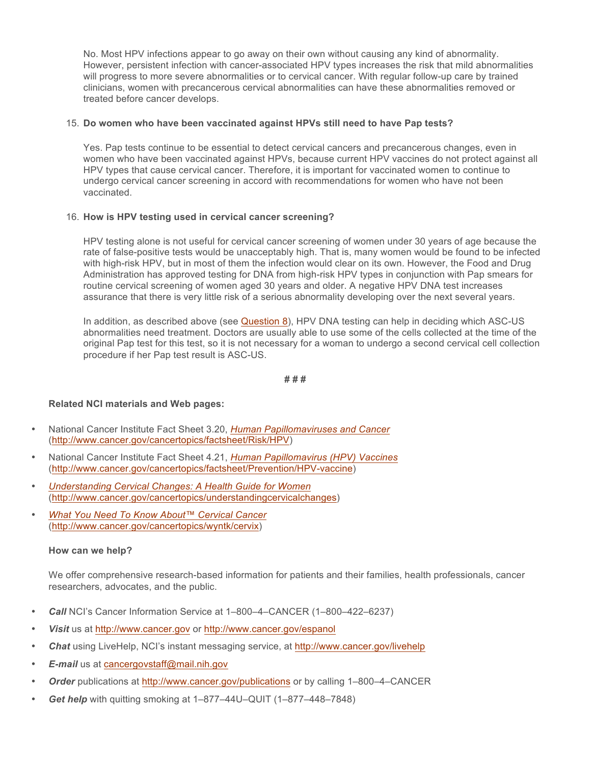No. Most HPV infections appear to go away on their own without causing any kind of abnormality. However, persistent infection with cancer-associated HPV types increases the risk that mild abnormalities will progress to more severe abnormalities or to cervical cancer. With regular follow-up care by trained clinicians, women with precancerous cervical abnormalities can have these abnormalities removed or treated before cancer develops.

15. **Do women who have been vaccinated against HPVs still need to have Pap tests?**

    Yes. Pap tests continue to be essential to detect cervical cancers and precancerous changes, even in women who have been vaccinated against HPVs, because current HPV vaccines do not protect against all HPV types that cause cervical cancer. Therefore, it is important for vaccinated women to continue to undergo cervical cancer screening in accord with recommendations for women who have not been vaccinated.

16. **How is HPV testing used in cervical cancer screening?**

    HPV testing alone is not useful for cervical cancer screening of women under 30 years of age because the rate of false-positive tests would be unacceptably high. That is, many women would be found to be infected with high-risk HPV, but in most of them the infection would clear on its own. However, the Food and Drug Administration has approved testing for DNA from high-risk HPV types in conjunction with Pap smears for routine cervical screening of women aged 30 years and older. A negative HPV DNA test increases assurance that there is very little risk of a serious abnormality developing over the next several years.

    In addition, as described above (see Question 8), HPV DNA testing can help in deciding which ASC-US abnormalities need treatment. Doctors are usually able to use some of the cells collected at the time of the original Pap test for this test, so it is not necessary for a woman to undergo a second cervical cell collection procedure if her Pap test result is ASC-US.

# # #

**Related NCI materials and Web pages:**

- National Cancer Institute Fact Sheet 3.20, *Human Papillomaviruses and Cancer* (http://www.cancer.gov/cancertopics/factsheet/Risk/HPV)
- National Cancer Institute Fact Sheet 4.21, *Human Papillomavirus (HPV) Vaccines* (http://www.cancer.gov/cancertopics/factsheet/Prevention/HPV-vaccine)
- *Understanding Cervical Changes: A Health Guide for Women* (http://www.cancer.gov/cancertopics/understandingcervicalchanges)
- *What You Need To Know About™ Cervical Cancer* (http://www.cancer.gov/cancertopics/wyntk/cervix)

**How can we help?**

We offer comprehensive research-based information for patients and their families, health professionals, cancer researchers, advocates, and the public.

- ***Call*** NCI's Cancer Information Service at 1–800–4–CANCER (1–800–422–6237)
- ***Visit*** us at http://www.cancer.gov or http://www.cancer.gov/espanol
- ***Chat*** using LiveHelp, NCI's instant messaging service, at http://www.cancer.gov/livehelp
- ***E-mail*** us at cancergovstaff@mail.nih.gov
- ***Order*** publications at http://www.cancer.gov/publications or by calling 1–800–4–CANCER
- ***Get help*** with quitting smoking at 1–877–44U–QUIT (1–877–448–7848)